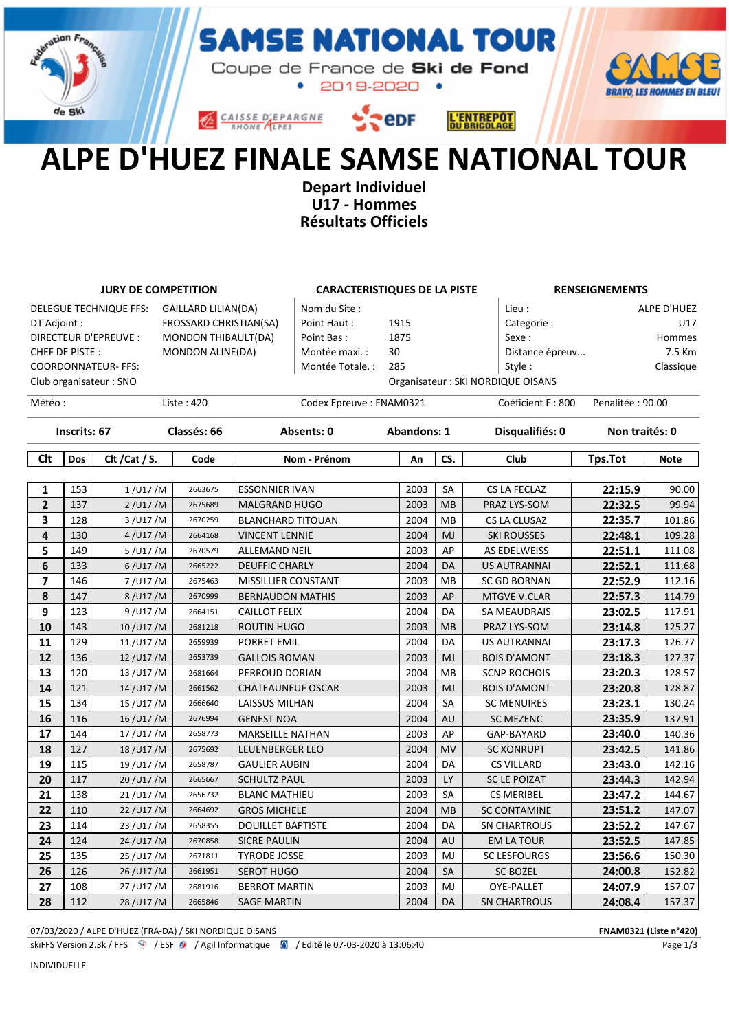# SAMSE NATIONAL TOUR

Coupe de France de **Ski de Fond**

• 2019-2020 •

# ALPE D'HUEZ FINALE SAMSE NATIONAL TOUR

**Depart Individuel**
**U17 - Hommes**
**Résultats Officiels**

| JURY DE COMPETITION | | CARACTERISTIQUES DE LA PISTE | | RENSEIGNEMENTS | |
|---|---|---|---|---|---|
| DELEGUE TECHNIQUE FFS: | GAILLARD LILIAN(DA) | Nom du Site : | | Lieu : | ALPE D'HUEZ |
| DT Adjoint : | FROSSARD CHRISTIAN(SA) | Point Haut : | 1915 | Categorie : | U17 |
| DIRECTEUR D'EPREUVE : | MONDON THIBAULT(DA) | Point Bas : | 1875 | Sexe : | Hommes |
| CHEF DE PISTE : | MONDON ALINE(DA) | Montée maxi. : | 30 | Distance épreuv... | 7.5 Km |
| COORDONNATEUR- FFS: | | Montée Totale. : | 285 | Style : | Classique |
| Club organisateur : SNO | | | Organisateur : SKI NORDIQUE OISANS | | |

Météo : | Liste : 420 | Codex Epreuve : FNAM0321 | Coéficient F : 800 | Penalitée : 90.00

**Inscrits: 67** | **Classés: 66** | **Absents: 0** | **Abandons: 1** | **Disqualifiés: 0** | **Non traités: 0**

| Clt | Dos | Clt /Cat / S. | Code | Nom - Prénom | An | CS. | Club | Tps.Tot | Note |
|---|---|---|---|---|---|---|---|---|---|
| **1** | 153 | 1 /U17 /M | 2663675 | ESSONNIER IVAN | 2003 | SA | CS LA FECLAZ | **22:15.9** | 90.00 |
| **2** | 137 | 2 /U17 /M | 2675689 | MALGRAND HUGO | 2003 | MB | PRAZ LYS-SOM | **22:32.5** | 99.94 |
| **3** | 128 | 3 /U17 /M | 2670259 | BLANCHARD TITOUAN | 2004 | MB | CS LA CLUSAZ | **22:35.7** | 101.86 |
| **4** | 130 | 4 /U17 /M | 2664168 | VINCENT LENNIE | 2004 | MJ | SKI ROUSSES | **22:48.1** | 109.28 |
| **5** | 149 | 5 /U17 /M | 2670579 | ALLEMAND NEIL | 2003 | AP | AS EDELWEISS | **22:51.1** | 111.08 |
| **6** | 133 | 6 /U17 /M | 2665222 | DEUFFIC CHARLY | 2004 | DA | US AUTRANNAI | **22:52.1** | 111.68 |
| **7** | 146 | 7 /U17 /M | 2675463 | MISSILLIER CONSTANT | 2003 | MB | SC GD BORNAN | **22:52.9** | 112.16 |
| **8** | 147 | 8 /U17 /M | 2670999 | BERNAUDON MATHIS | 2003 | AP | MTGVE V.CLAR | **22:57.3** | 114.79 |
| **9** | 123 | 9 /U17 /M | 2664151 | CAILLOT FELIX | 2004 | DA | SA MEAUDRAIS | **23:02.5** | 117.91 |
| **10** | 143 | 10 /U17 /M | 2681218 | ROUTIN HUGO | 2003 | MB | PRAZ LYS-SOM | **23:14.8** | 125.27 |
| **11** | 129 | 11 /U17 /M | 2659939 | PORRET EMIL | 2004 | DA | US AUTRANNAI | **23:17.3** | 126.77 |
| **12** | 136 | 12 /U17 /M | 2653739 | GALLOIS ROMAN | 2003 | MJ | BOIS D'AMONT | **23:18.3** | 127.37 |
| **13** | 120 | 13 /U17 /M | 2681664 | PERROUD DORIAN | 2004 | MB | SCNP ROCHOIS | **23:20.3** | 128.57 |
| **14** | 121 | 14 /U17 /M | 2661562 | CHATEAUNEUF OSCAR | 2003 | MJ | BOIS D'AMONT | **23:20.8** | 128.87 |
| **15** | 134 | 15 /U17 /M | 2666640 | LAISSUS MILHAN | 2004 | SA | SC MENUIRES | **23:23.1** | 130.24 |
| **16** | 116 | 16 /U17 /M | 2676994 | GENEST NOA | 2004 | AU | SC MEZENC | **23:35.9** | 137.91 |
| **17** | 144 | 17 /U17 /M | 2658773 | MARSEILLE NATHAN | 2003 | AP | GAP-BAYARD | **23:40.0** | 140.36 |
| **18** | 127 | 18 /U17 /M | 2675692 | LEUENBERGER LEO | 2004 | MV | SC XONRUPT | **23:42.5** | 141.86 |
| **19** | 115 | 19 /U17 /M | 2658787 | GAULIER AUBIN | 2004 | DA | CS VILLARD | **23:43.0** | 142.16 |
| **20** | 117 | 20 /U17 /M | 2665667 | SCHULTZ PAUL | 2003 | LY | SC LE POIZAT | **23:44.3** | 142.94 |
| **21** | 138 | 21 /U17 /M | 2656732 | BLANC MATHIEU | 2003 | SA | CS MERIBEL | **23:47.2** | 144.67 |
| **22** | 110 | 22 /U17 /M | 2664692 | GROS MICHELE | 2004 | MB | SC CONTAMINE | **23:51.2** | 147.07 |
| **23** | 114 | 23 /U17 /M | 2658355 | DOUILLET BAPTISTE | 2004 | DA | SN CHARTROUS | **23:52.2** | 147.67 |
| **24** | 124 | 24 /U17 /M | 2670858 | SICRE PAULIN | 2004 | AU | EM LA TOUR | **23:52.5** | 147.85 |
| **25** | 135 | 25 /U17 /M | 2671811 | TYRODE JOSSE | 2003 | MJ | SC LESFOURGS | **23:56.6** | 150.30 |
| **26** | 126 | 26 /U17 /M | 2661951 | SEROT HUGO | 2004 | SA | SC BOZEL | **24:00.8** | 152.82 |
| **27** | 108 | 27 /U17 /M | 2681916 | BERROT MARTIN | 2003 | MJ | OYE-PALLET | **24:07.9** | 157.07 |
| **28** | 112 | 28 /U17 /M | 2665846 | SAGE MARTIN | 2004 | DA | SN CHARTROUS | **24:08.4** | 157.37 |

07/03/2020 / ALPE D'HUEZ (FRA-DA) / SKI NORDIQUE OISANS | **FNAM0321 (Liste n°420)**

skiFFS Version 2.3k / FFS / ESF / Agil Informatique / Edité le 07-03-2020 à 13:06:40

INDIVIDUELLE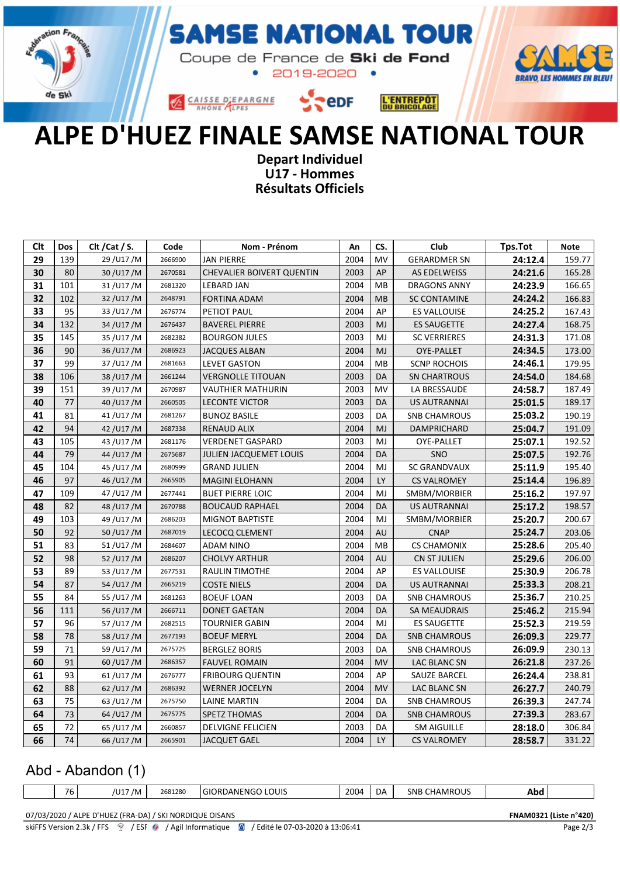SAMSE NATIONAL TOUR

Coupe de France de **Ski** de **Fond**

• 2019-2020 •

# ALPE D'HUEZ FINALE SAMSE NATIONAL TOUR

**Depart Individuel**
**U17 - Hommes**
**Résultats Officiels**

| Clt | Dos | Clt /Cat / S. | Code | Nom - Prénom | An | CS. | Club | Tps.Tot | Note |
|---|---|---|---|---|---|---|---|---|---|
| **29** | 139 | 29 /U17 /M | 2666900 | JAN PIERRE | 2004 | MV | GERARDMER SN | **24:12.4** | 159.77 |
| **30** | 80 | 30 /U17 /M | 2670581 | CHEVALIER BOIVERT QUENTIN | 2003 | AP | AS EDELWEISS | **24:21.6** | 165.28 |
| **31** | 101 | 31 /U17 /M | 2681320 | LEBARD JAN | 2004 | MB | DRAGONS ANNY | **24:23.9** | 166.65 |
| **32** | 102 | 32 /U17 /M | 2648791 | FORTINA ADAM | 2004 | MB | SC CONTAMINE | **24:24.2** | 166.83 |
| **33** | 95 | 33 /U17 /M | 2676774 | PETIOT PAUL | 2004 | AP | ES VALLOUISE | **24:25.2** | 167.43 |
| **34** | 132 | 34 /U17 /M | 2676437 | BAVEREL PIERRE | 2003 | MJ | ES SAUGETTE | **24:27.4** | 168.75 |
| **35** | 145 | 35 /U17 /M | 2682382 | BOURGON JULES | 2003 | MJ | SC VERRIERES | **24:31.3** | 171.08 |
| **36** | 90 | 36 /U17 /M | 2686923 | JACQUES ALBAN | 2004 | MJ | OYE-PALLET | **24:34.5** | 173.00 |
| **37** | 99 | 37 /U17 /M | 2681663 | LEVET GASTON | 2004 | MB | SCNP ROCHOIS | **24:46.1** | 179.95 |
| **38** | 106 | 38 /U17 /M | 2661244 | VERGNOLLE TITOUAN | 2003 | DA | SN CHARTROUS | **24:54.0** | 184.68 |
| **39** | 151 | 39 /U17 /M | 2670987 | VAUTHIER MATHURIN | 2003 | MV | LA BRESSAUDE | **24:58.7** | 187.49 |
| **40** | 77 | 40 /U17 /M | 2660505 | LECONTE VICTOR | 2003 | DA | US AUTRANNAI | **25:01.5** | 189.17 |
| **41** | 81 | 41 /U17 /M | 2681267 | BUNOZ BASILE | 2003 | DA | SNB CHAMROUS | **25:03.2** | 190.19 |
| **42** | 94 | 42 /U17 /M | 2687338 | RENAUD ALIX | 2004 | MJ | DAMPRICHARD | **25:04.7** | 191.09 |
| **43** | 105 | 43 /U17 /M | 2681176 | VERDENET GASPARD | 2003 | MJ | OYE-PALLET | **25:07.1** | 192.52 |
| **44** | 79 | 44 /U17 /M | 2675687 | JULIEN JACQUEMET LOUIS | 2004 | DA | SNO | **25:07.5** | 192.76 |
| **45** | 104 | 45 /U17 /M | 2680999 | GRAND JULIEN | 2004 | MJ | SC GRANDVAUX | **25:11.9** | 195.40 |
| **46** | 97 | 46 /U17 /M | 2665905 | MAGINI ELOHANN | 2004 | LY | CS VALROMEY | **25:14.4** | 196.89 |
| **47** | 109 | 47 /U17 /M | 2677441 | BUET PIERRE LOIC | 2004 | MJ | SMBM/MORBIER | **25:16.2** | 197.97 |
| **48** | 82 | 48 /U17 /M | 2670788 | BOUCAUD RAPHAEL | 2004 | DA | US AUTRANNAI | **25:17.2** | 198.57 |
| **49** | 103 | 49 /U17 /M | 2686203 | MIGNOT BAPTISTE | 2004 | MJ | SMBM/MORBIER | **25:20.7** | 200.67 |
| **50** | 92 | 50 /U17 /M | 2687019 | LECOCQ CLEMENT | 2004 | AU | CNAP | **25:24.7** | 203.06 |
| **51** | 83 | 51 /U17 /M | 2684607 | ADAM NINO | 2004 | MB | CS CHAMONIX | **25:28.6** | 205.40 |
| **52** | 98 | 52 /U17 /M | 2686207 | CHOLVY ARTHUR | 2004 | AU | CN ST JULIEN | **25:29.6** | 206.00 |
| **53** | 89 | 53 /U17 /M | 2677531 | RAULIN TIMOTHE | 2004 | AP | ES VALLOUISE | **25:30.9** | 206.78 |
| **54** | 87 | 54 /U17 /M | 2665219 | COSTE NIELS | 2004 | DA | US AUTRANNAI | **25:33.3** | 208.21 |
| **55** | 84 | 55 /U17 /M | 2681263 | BOEUF LOAN | 2003 | DA | SNB CHAMROUS | **25:36.7** | 210.25 |
| **56** | 111 | 56 /U17 /M | 2666711 | DONET GAETAN | 2004 | DA | SA MEAUDRAIS | **25:46.2** | 215.94 |
| **57** | 96 | 57 /U17 /M | 2682515 | TOURNIER GABIN | 2004 | MJ | ES SAUGETTE | **25:52.3** | 219.59 |
| **58** | 78 | 58 /U17 /M | 2677193 | BOEUF MERYL | 2004 | DA | SNB CHAMROUS | **26:09.3** | 229.77 |
| **59** | 71 | 59 /U17 /M | 2675725 | BERGLEZ BORIS | 2003 | DA | SNB CHAMROUS | **26:09.9** | 230.13 |
| **60** | 91 | 60 /U17 /M | 2686357 | FAUVEL ROMAIN | 2004 | MV | LAC BLANC SN | **26:21.8** | 237.26 |
| **61** | 93 | 61 /U17 /M | 2676777 | FRIBOURG QUENTIN | 2004 | AP | SAUZE BARCEL | **26:24.4** | 238.81 |
| **62** | 88 | 62 /U17 /M | 2686392 | WERNER JOCELYN | 2004 | MV | LAC BLANC SN | **26:27.7** | 240.79 |
| **63** | 75 | 63 /U17 /M | 2675750 | LAINE MARTIN | 2004 | DA | SNB CHAMROUS | **26:39.3** | 247.74 |
| **64** | 73 | 64 /U17 /M | 2675775 | SPETZ THOMAS | 2004 | DA | SNB CHAMROUS | **27:39.3** | 283.67 |
| **65** | 72 | 65 /U17 /M | 2660857 | DELVIGNE FELICIEN | 2003 | DA | SM AIGUILLE | **28:18.0** | 306.84 |
| **66** | 74 | 66 /U17 /M | 2665901 | JACQUET GAEL | 2004 | LY | CS VALROMEY | **28:58.7** | 331.22 |

## Abd - Abandon (1)

| Clt | Dos | Clt /Cat / S. | Code | Nom - Prénom | An | CS. | Club | Tps.Tot | Note |
|---|---|---|---|---|---|---|---|---|---|
| | 76 | /U17 /M | 2681280 | GIORDANENGO LOUIS | 2004 | DA | SNB CHAMROUS | **Abd** | |

07/03/2020 / ALPE D'HUEZ (FRA-DA) / SKI NORDIQUE OISANS — **FNAM0321 (Liste n°420)**

skiFFS Version 2.3k / FFS / ESF / Agil Informatique / Edité le 07-03-2020 à 13:06:41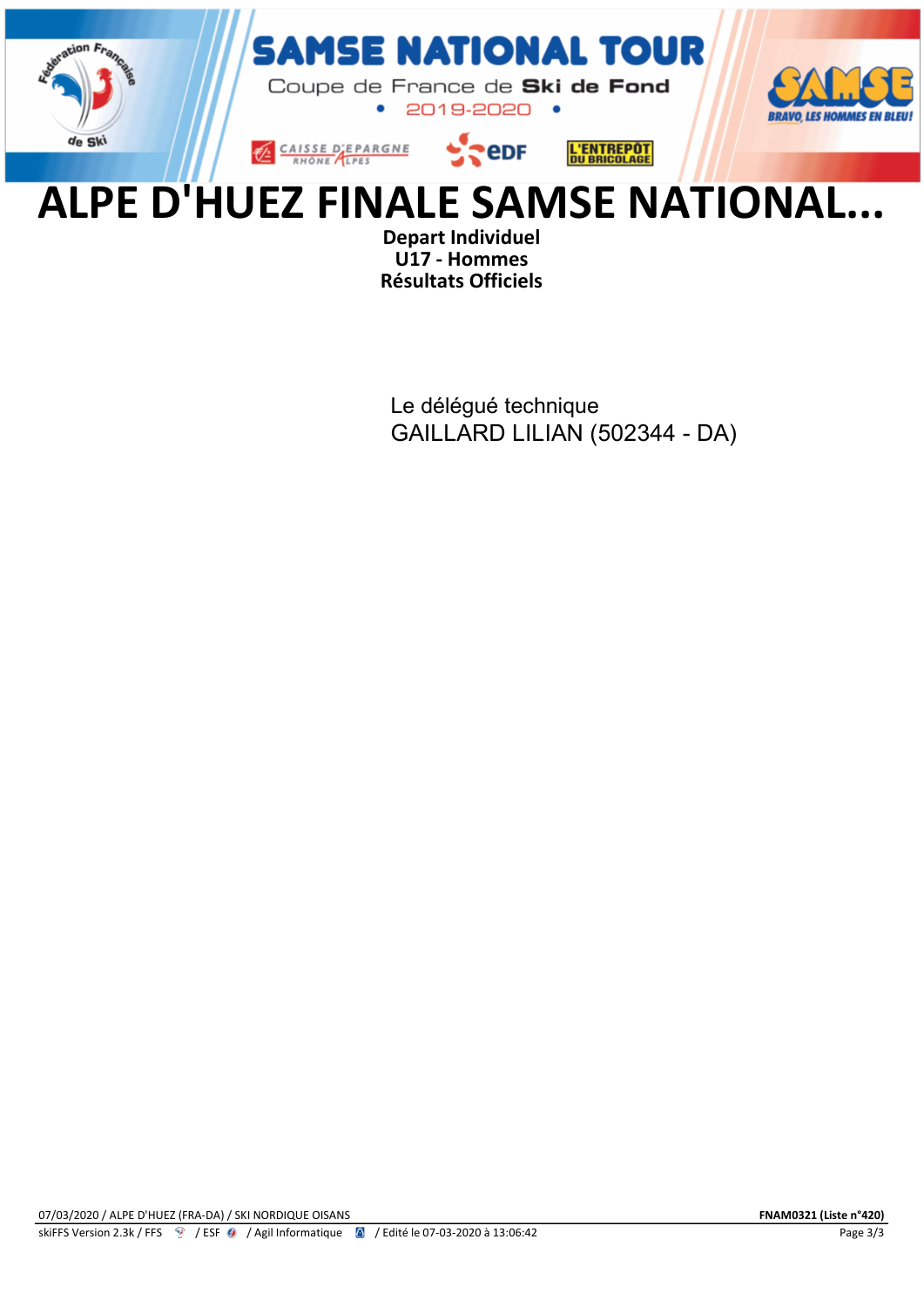# ALPE D'HUEZ FINALE SAMSE NATIONAL...

**Depart Individuel**
**U17 - Hommes**
**Résultats Officiels**

Le délégué technique
GAILLARD LILIAN (502344 - DA)